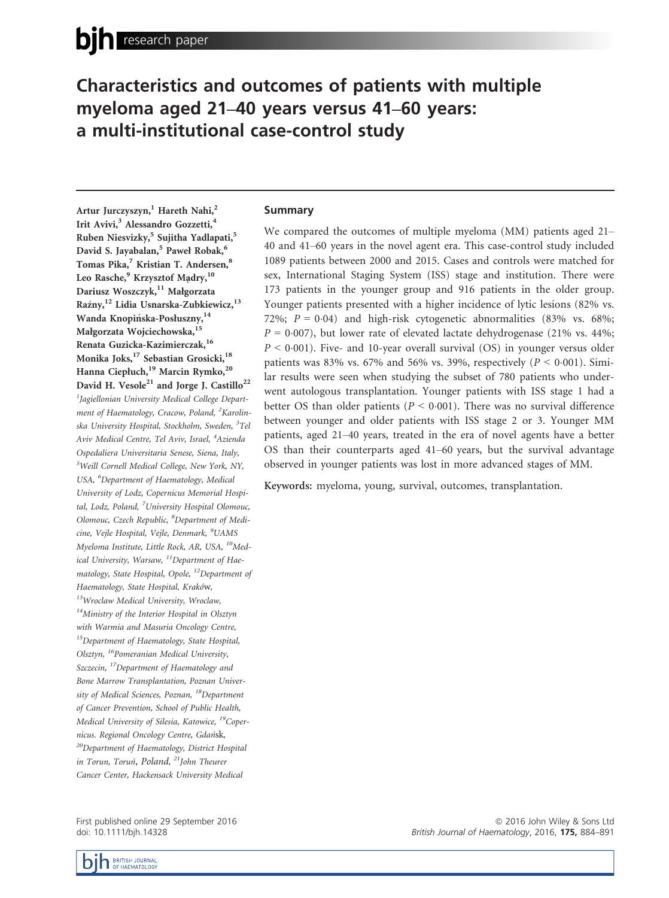# Characteristics and outcomes of patients with multiple myeloma aged 21–40 years versus 41–60 years: a multi-institutional case-control study

Artur Jurczyszyn,[1] Hareth Nahi,[2] Irit Avivi,[3] Alessandro Gozzetti,[4] Ruben Niesvizky,[5] Sujitha Yadlapati,[5] David S. Jayabalan,[5] Paweł Robak,[6] Tomas Pika,[7] Kristian T. Andersen,[8] Leo Rasche,[9] Krzysztof Mądry,[10] Dariusz Woszczyk,[11] Małgorzata Raźny,[12] Lidia Usnarska-Zubkiewicz,[13] Wanda Knopińska-Posłuszny,[14] Małgorzata Wojciechowska,[15] Renata Guzicka-Kazimierczak,[16] Monika Joks,[17] Sebastian Grosicki,[18] Hanna Ciepłuch,[19] Marcin Rymko,[20] David H. Vesole[21] and Jorge J. Castillo[22]

[1]Jagiellonian University Medical College Department of Haematology, Cracow, Poland, [2]Karolinska University Hospital, Stockholm, Sweden, [3]Tel Aviv Medical Centre, Tel Aviv, Israel, [4]Azienda Ospedaliera Universitaria Senese, Siena, Italy, [5]Weill Cornell Medical College, New York, NY, USA, [6]Department of Haematology, Medical University of Lodz, Copernicus Memorial Hospital, Lodz, Poland, [7]University Hospital Olomouc, Olomouc, Czech Republic, [8]Department of Medicine, Vejle Hospital, Vejle, Denmark, [9]UAMS Myeloma Institute, Little Rock, AR, USA, [10]Medical University, Warsaw, [11]Department of Haematology, State Hospital, Opole, [12]Department of Haematology, State Hospital, Kraków, [13]Wroclaw Medical University, Wroclaw, [14]Ministry of the Interior Hospital in Olsztyn with Warmia and Masuria Oncology Centre, [15]Department of Haematology, State Hospital, Olsztyn, [16]Pomeranian Medical University, Szczecin, [17]Department of Haematology and Bone Marrow Transplantation, Poznan University of Medical Sciences, Poznan, [18]Department of Cancer Prevention, School of Public Health, Medical University of Silesia, Katowice, [19]Copernicus. Regional Oncology Centre, Gdańsk, [20]Department of Haematology, District Hospital in Torun, Toruń, Poland, [21]John Theurer Cancer Center, Hackensack University Medical

## Summary

We compared the outcomes of multiple myeloma (MM) patients aged 21–40 and 41–60 years in the novel agent era. This case-control study included 1089 patients between 2000 and 2015. Cases and controls were matched for sex, International Staging System (ISS) stage and institution. There were 173 patients in the younger group and 916 patients in the older group. Younger patients presented with a higher incidence of lytic lesions (82% vs. 72%; $P = 0{\cdot}04$) and high-risk cytogenetic abnormalities (83% vs. 68%; $P = 0{\cdot}007$), but lower rate of elevated lactate dehydrogenase (21% vs. 44%; $P < 0{\cdot}001$). Five- and 10-year overall survival (OS) in younger versus older patients was 83% vs. 67% and 56% vs. 39%, respectively ($P < 0{\cdot}001$). Similar results were seen when studying the subset of 780 patients who underwent autologous transplantation. Younger patients with ISS stage 1 had a better OS than older patients ($P < 0{\cdot}001$). There was no survival difference between younger and older patients with ISS stage 2 or 3. Younger MM patients, aged 21–40 years, treated in the era of novel agents have a better OS than their counterparts aged 41–60 years, but the survival advantage observed in younger patients was lost in more advanced stages of MM.

**Keywords:** myeloma, young, survival, outcomes, transplantation.

First published online 29 September 2016
doi: 10.1111/bjh.14328

© 2016 John Wiley & Sons Ltd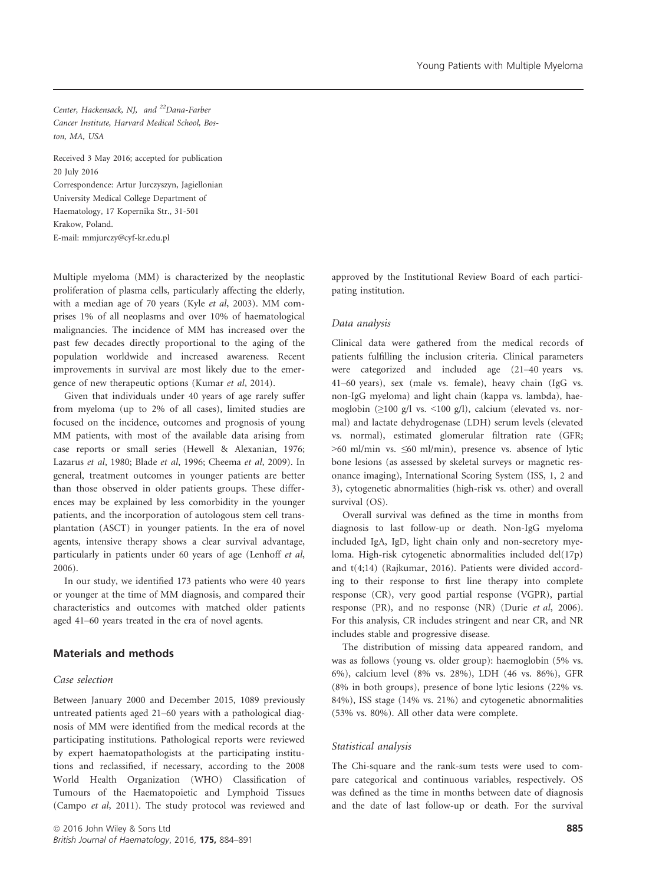Center, Hackensack, NJ, and [22]Dana-Farber Cancer Institute, Harvard Medical School, Boston, MA, USA

Received 3 May 2016; accepted for publication 20 July 2016
Correspondence: Artur Jurczyszyn, Jagiellonian University Medical College Department of Haematology, 17 Kopernika Str., 31-501 Krakow, Poland.
E-mail: mmjurczy@cyf-kr.edu.pl

Multiple myeloma (MM) is characterized by the neoplastic proliferation of plasma cells, particularly affecting the elderly, with a median age of 70 years (Kyle *et al*, 2003). MM comprises 1% of all neoplasms and over 10% of haematological malignancies. The incidence of MM has increased over the past few decades directly proportional to the aging of the population worldwide and increased awareness. Recent improvements in survival are most likely due to the emergence of new therapeutic options (Kumar *et al*, 2014).

Given that individuals under 40 years of age rarely suffer from myeloma (up to 2% of all cases), limited studies are focused on the incidence, outcomes and prognosis of young MM patients, with most of the available data arising from case reports or small series (Hewell & Alexanian, 1976; Lazarus *et al*, 1980; Blade *et al*, 1996; Cheema *et al*, 2009). In general, treatment outcomes in younger patients are better than those observed in older patients groups. These differences may be explained by less comorbidity in the younger patients, and the incorporation of autologous stem cell transplantation (ASCT) in younger patients. In the era of novel agents, intensive therapy shows a clear survival advantage, particularly in patients under 60 years of age (Lenhoff *et al*, 2006).

In our study, we identified 173 patients who were 40 years or younger at the time of MM diagnosis, and compared their characteristics and outcomes with matched older patients aged 41–60 years treated in the era of novel agents.

## Materials and methods

### Case selection

Between January 2000 and December 2015, 1089 previously untreated patients aged 21–60 years with a pathological diagnosis of MM were identified from the medical records at the participating institutions. Pathological reports were reviewed by expert haematopathologists at the participating institutions and reclassified, if necessary, according to the 2008 World Health Organization (WHO) Classification of Tumours of the Haematopoietic and Lymphoid Tissues (Campo *et al*, 2011). The study protocol was reviewed and approved by the Institutional Review Board of each participating institution.

### Data analysis

Clinical data were gathered from the medical records of patients fulfilling the inclusion criteria. Clinical parameters were categorized and included age (21–40 years vs. 41–60 years), sex (male vs. female), heavy chain (IgG vs. non-IgG myeloma) and light chain (kappa vs. lambda), haemoglobin ($\geq$100 g/l vs. <100 g/l), calcium (elevated vs. normal) and lactate dehydrogenase (LDH) serum levels (elevated vs. normal), estimated glomerular filtration rate (GFR; >60 ml/min vs. $\leq$60 ml/min), presence vs. absence of lytic bone lesions (as assessed by skeletal surveys or magnetic resonance imaging), International Scoring System (ISS, 1, 2 and 3), cytogenetic abnormalities (high-risk vs. other) and overall survival (OS).

Overall survival was defined as the time in months from diagnosis to last follow-up or death. Non-IgG myeloma included IgA, IgD, light chain only and non-secretory myeloma. High-risk cytogenetic abnormalities included del(17p) and t(4;14) (Rajkumar, 2016). Patients were divided according to their response to first line therapy into complete response (CR), very good partial response (VGPR), partial response (PR), and no response (NR) (Durie *et al*, 2006). For this analysis, CR includes stringent and near CR, and NR includes stable and progressive disease.

The distribution of missing data appeared random, and was as follows (young vs. older group): haemoglobin (5% vs. 6%), calcium level (8% vs. 28%), LDH (46 vs. 86%), GFR (8% in both groups), presence of bone lytic lesions (22% vs. 84%), ISS stage (14% vs. 21%) and cytogenetic abnormalities (53% vs. 80%). All other data were complete.

### Statistical analysis

The Chi-square and the rank-sum tests were used to compare categorical and continuous variables, respectively. OS was defined as the time in months between date of diagnosis and the date of last follow-up or death. For the survival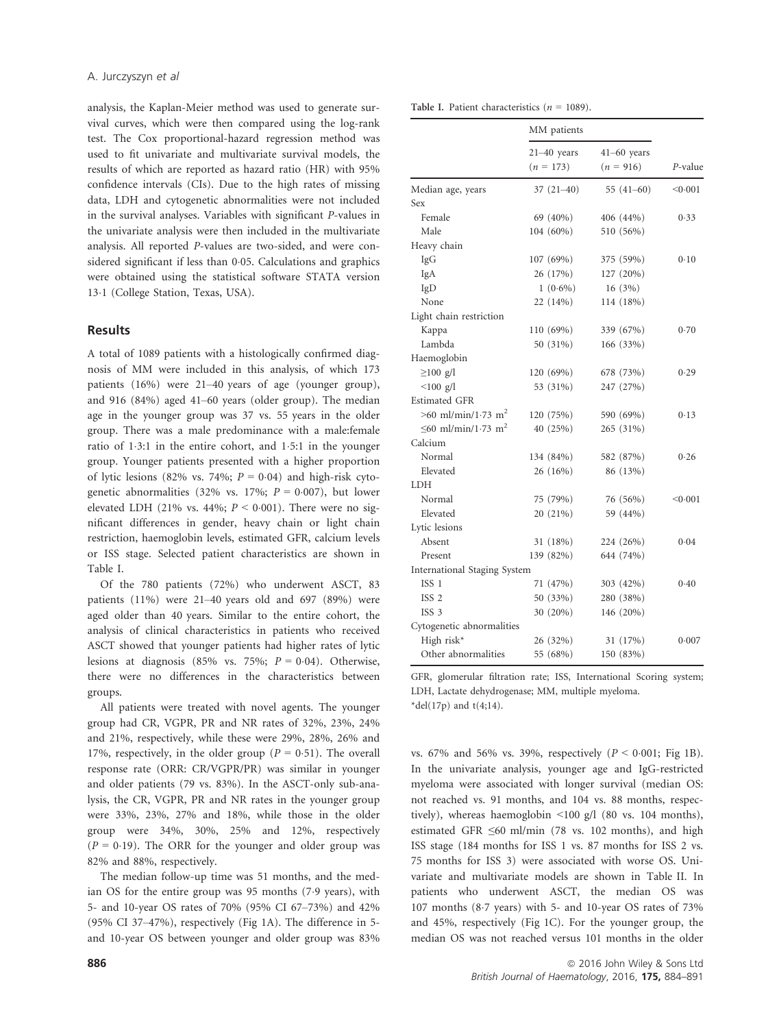analysis, the Kaplan-Meier method was used to generate survival curves, which were then compared using the log-rank test. The Cox proportional-hazard regression method was used to fit univariate and multivariate survival models, the results of which are reported as hazard ratio (HR) with 95% confidence intervals (CIs). Due to the high rates of missing data, LDH and cytogenetic abnormalities were not included in the survival analyses. Variables with significant *P*-values in the univariate analysis were then included in the multivariate analysis. All reported *P*-values are two-sided, and were considered significant if less than 0·05. Calculations and graphics were obtained using the statistical software STATA version 13·1 (College Station, Texas, USA).

## Results

A total of 1089 patients with a histologically confirmed diagnosis of MM were included in this analysis, of which 173 patients (16%) were 21–40 years of age (younger group), and 916 (84%) aged 41–60 years (older group). The median age in the younger group was 37 vs. 55 years in the older group. There was a male predominance with a male:female ratio of 1·3:1 in the entire cohort, and 1·5:1 in the younger group. Younger patients presented with a higher proportion of lytic lesions (82% vs. 74%; $P = 0·04$) and high-risk cytogenetic abnormalities (32% vs. 17%; $P = 0·007$), but lower elevated LDH (21% vs. 44%; $P < 0·001$). There were no significant differences in gender, heavy chain or light chain restriction, haemoglobin levels, estimated GFR, calcium levels or ISS stage. Selected patient characteristics are shown in Table I.

Of the 780 patients (72%) who underwent ASCT, 83 patients (11%) were 21–40 years old and 697 (89%) were aged older than 40 years. Similar to the entire cohort, the analysis of clinical characteristics in patients who received ASCT showed that younger patients had higher rates of lytic lesions at diagnosis (85% vs. 75%; $P = 0·04$). Otherwise, there were no differences in the characteristics between groups.

All patients were treated with novel agents. The younger group had CR, VGPR, PR and NR rates of 32%, 23%, 24% and 21%, respectively, while these were 29%, 28%, 26% and 17%, respectively, in the older group ($P = 0·51$). The overall response rate (ORR: CR/VGPR/PR) was similar in younger and older patients (79 vs. 83%). In the ASCT-only sub-analysis, the CR, VGPR, PR and NR rates in the younger group were 33%, 23%, 27% and 18%, while those in the older group were 34%, 30%, 25% and 12%, respectively ($P = 0·19$). The ORR for the younger and older group was 82% and 88%, respectively.

The median follow-up time was 51 months, and the median OS for the entire group was 95 months (7·9 years), with 5- and 10-year OS rates of 70% (95% CI 67–73%) and 42% (95% CI 37–47%), respectively (Fig 1A). The difference in 5- and 10-year OS between younger and older group was 83% vs. 67% and 56% vs. 39%, respectively ($P < 0·001$; Fig 1B). In the univariate analysis, younger age and IgG-restricted myeloma were associated with longer survival (median OS: not reached vs. 91 months, and 104 vs. 88 months, respectively), whereas haemoglobin <100 g/l (80 vs. 104 months), estimated GFR ≤60 ml/min (78 vs. 102 months), and high ISS stage (184 months for ISS 1 vs. 87 months for ISS 2 vs. 75 months for ISS 3) were associated with worse OS. Univariate and multivariate models are shown in Table II. In patients who underwent ASCT, the median OS was 107 months (8·7 years) with 5- and 10-year OS rates of 73% and 45%, respectively (Fig 1C). For the younger group, the median OS was not reached versus 101 months in the older

**Table I.** Patient characteristics ($n = 1089$).

| | MM patients | | |
|---|---|---|---|
| | 21–40 years ($n = 173$) | 41–60 years ($n = 916$) | *P*-value |
| Median age, years | 37 (21–40) | 55 (41–60) | <0·001 |
| Sex | | | |
| Female | 69 (40%) | 406 (44%) | 0·33 |
| Male | 104 (60%) | 510 (56%) | |
| Heavy chain | | | |
| IgG | 107 (69%) | 375 (59%) | 0·10 |
| IgA | 26 (17%) | 127 (20%) | |
| IgD | 1 (0·6%) | 16 (3%) | |
| None | 22 (14%) | 114 (18%) | |
| Light chain restriction | | | |
| Kappa | 110 (69%) | 339 (67%) | 0·70 |
| Lambda | 50 (31%) | 166 (33%) | |
| Haemoglobin | | | |
| ≥100 g/l | 120 (69%) | 678 (73%) | 0·29 |
| <100 g/l | 53 (31%) | 247 (27%) | |
| Estimated GFR | | | |
| >60 ml/min/1·73 $m^2$ | 120 (75%) | 590 (69%) | 0·13 |
| ≤60 ml/min/1·73 $m^2$ | 40 (25%) | 265 (31%) | |
| Calcium | | | |
| Normal | 134 (84%) | 582 (87%) | 0·26 |
| Elevated | 26 (16%) | 86 (13%) | |
| LDH | | | |
| Normal | 75 (79%) | 76 (56%) | <0·001 |
| Elevated | 20 (21%) | 59 (44%) | |
| Lytic lesions | | | |
| Absent | 31 (18%) | 224 (26%) | 0·04 |
| Present | 139 (82%) | 644 (74%) | |
| International Staging System | | | |
| ISS 1 | 71 (47%) | 303 (42%) | 0·40 |
| ISS 2 | 50 (33%) | 280 (38%) | |
| ISS 3 | 30 (20%) | 146 (20%) | |
| Cytogenetic abnormalities | | | |
| High risk* | 26 (32%) | 31 (17%) | 0·007 |
| Other abnormalities | 55 (68%) | 150 (83%) | |

GFR, glomerular filtration rate; ISS, International Scoring system; LDH, Lactate dehydrogenase; MM, multiple myeloma.
*del(17p) and t(4;14).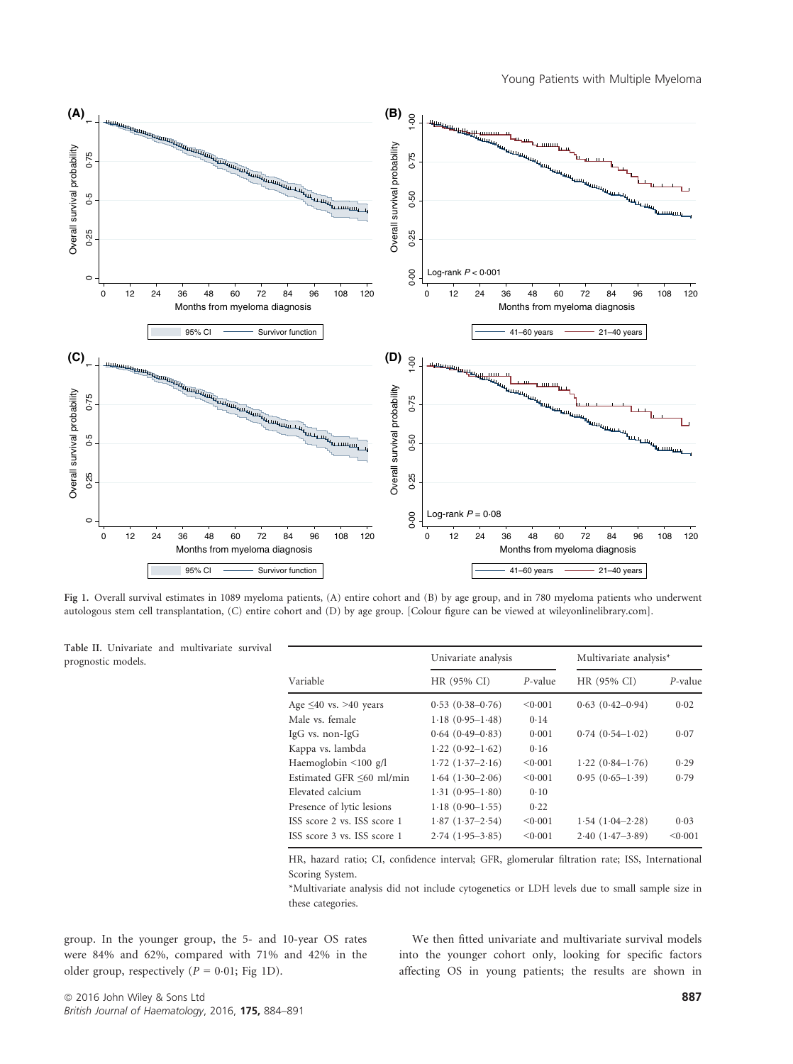Fig 1. Overall survival estimates in 1089 myeloma patients, (A) entire cohort and (B) by age group, and in 780 myeloma patients who underwent autologous stem cell transplantation, (C) entire cohort and (D) by age group. [Colour figure can be viewed at wileyonlinelibrary.com].

Table II. Univariate and multivariate survival prognostic models.

| Variable | Univariate analysis | | Multivariate analysis* | |
|---|---|---|---|---|
| | HR (95% CI) | *P*-value | HR (95% CI) | *P*-value |
| Age ≤40 vs. >40 years | 0·53 (0·38–0·76) | <0·001 | 0·63 (0·42–0·94) | 0·02 |
| Male vs. female | 1·18 (0·95–1·48) | 0·14 | | |
| IgG vs. non-IgG | 0·64 (0·49–0·83) | 0·001 | 0·74 (0·54–1·02) | 0·07 |
| Kappa vs. lambda | 1·22 (0·92–1·62) | 0·16 | | |
| Haemoglobin <100 g/l | 1·72 (1·37–2·16) | <0·001 | 1·22 (0·84–1·76) | 0·29 |
| Estimated GFR ≤60 ml/min | 1·64 (1·30–2·06) | <0·001 | 0·95 (0·65–1·39) | 0·79 |
| Elevated calcium | 1·31 (0·95–1·80) | 0·10 | | |
| Presence of lytic lesions | 1·18 (0·90–1·55) | 0·22 | | |
| ISS score 2 vs. ISS score 1 | 1·87 (1·37–2·54) | <0·001 | 1·54 (1·04–2·28) | 0·03 |
| ISS score 3 vs. ISS score 1 | 2·74 (1·95–3·85) | <0·001 | 2·40 (1·47–3·89) | <0·001 |

HR, hazard ratio; CI, confidence interval; GFR, glomerular filtration rate; ISS, International Scoring System.

*Multivariate analysis did not include cytogenetics or LDH levels due to small sample size in these categories.

group. In the younger group, the 5- and 10-year OS rates were 84% and 62%, compared with 71% and 42% in the older group, respectively ($P = 0{\cdot}01$; Fig 1D).

We then fitted univariate and multivariate survival models into the younger cohort only, looking for specific factors affecting OS in young patients; the results are shown in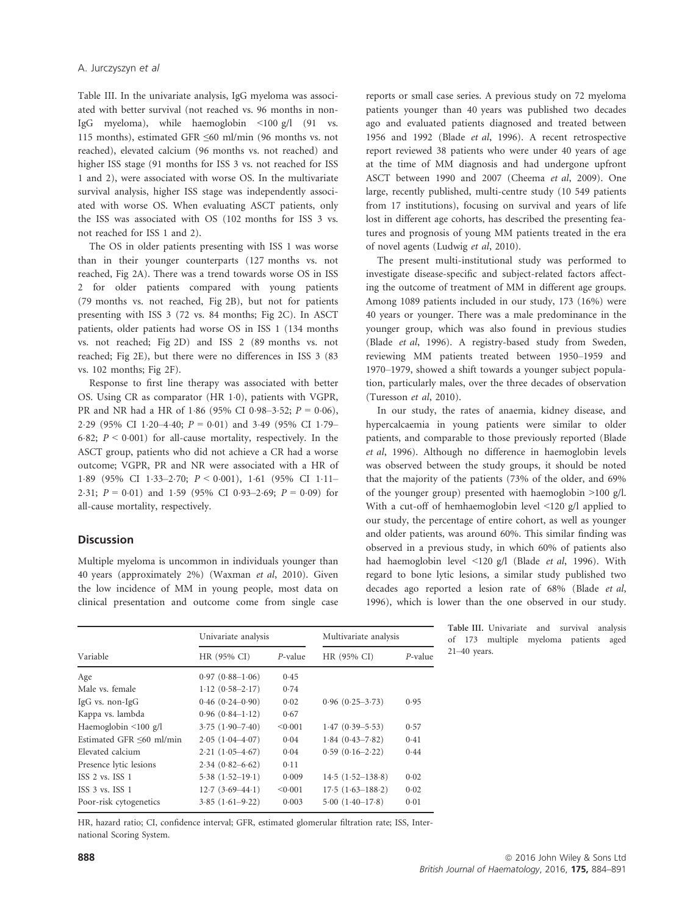Table III. In the univariate analysis, IgG myeloma was associated with better survival (not reached vs. 96 months in non-IgG myeloma), while haemoglobin <100 g/l (91 vs. 115 months), estimated GFR ≤60 ml/min (96 months vs. not reached), elevated calcium (96 months vs. not reached) and higher ISS stage (91 months for ISS 3 vs. not reached for ISS 1 and 2), were associated with worse OS. In the multivariate survival analysis, higher ISS stage was independently associated with worse OS. When evaluating ASCT patients, only the ISS was associated with OS (102 months for ISS 3 vs. not reached for ISS 1 and 2).

The OS in older patients presenting with ISS 1 was worse than in their younger counterparts (127 months vs. not reached, Fig 2A). There was a trend towards worse OS in ISS 2 for older patients compared with young patients (79 months vs. not reached, Fig 2B), but not for patients presenting with ISS 3 (72 vs. 84 months; Fig 2C). In ASCT patients, older patients had worse OS on ISS 1 (134 months vs. not reached; Fig 2D) and ISS 2 (89 months vs. not reached; Fig 2E), but there were no differences in ISS 3 (83 vs. 102 months; Fig 2F).

Response to first line therapy was associated with better OS. Using CR as comparator (HR 1·0), patients with VGPR, PR and NR had a HR of 1·86 (95% CI 0·98–3·52; $P = 0{\cdot}06$), 2·29 (95% CI 1·20–4·40; $P = 0{\cdot}01$) and 3·49 (95% CI 1·79–6·82; $P < 0{\cdot}001$) for all-cause mortality, respectively. In the ASCT group, patients who did not achieve a CR had a worse outcome; VGPR, PR and NR were associated with a HR of 1·89 (95% CI 1·33–2·70; $P < 0{\cdot}001$), 1·61 (95% CI 1·11–2·31; $P = 0{\cdot}01$) and 1·59 (95% CI 0·93–2·69; $P = 0{\cdot}09$) for all-cause mortality, respectively.

## Discussion

Multiple myeloma is uncommon in individuals younger than 40 years (approximately 2%) (Waxman *et al*, 2010). Given the low incidence of MM in young people, most data on clinical presentation and outcome come from single case reports or small case series. A previous study on 72 myeloma patients younger than 40 years was published two decades ago and evaluated patients diagnosed and treated between 1956 and 1992 (Blade *et al*, 1996). A recent retrospective report reviewed 38 patients who were under 40 years of age at the time of MM diagnosis and had undergone upfront ASCT between 1990 and 2007 (Cheema *et al*, 2009). One large, recently published, multi-centre study (10 549 patients from 17 institutions), focusing on survival and years of life lost in different age cohorts, has described the presenting features and prognosis of young MM patients treated in the era of novel agents (Ludwig *et al*, 2010).

The present multi-institutional study was performed to investigate disease-specific and subject-related factors affecting the outcome of treatment of MM in different age groups. Among 1089 patients included in our study, 173 (16%) were 40 years or younger. There was a male predominance in the younger group, which was also found in previous studies (Blade *et al*, 1996). A registry-based study from Sweden, reviewing MM patients treated between 1950–1959 and 1970–1979, showed a shift towards a younger subject population, particularly males, over the three decades of observation (Turesson *et al*, 2010).

In our study, the rates of anaemia, kidney disease, and hypercalcaemia in young patients were similar to older patients, and comparable to those previously reported (Blade *et al*, 1996). Although no difference in haemoglobin levels was observed between the study groups, it should be noted that the majority of the patients (73% of the older, and 69% of the younger group) presented with haemoglobin >100 g/l. With a cut-off of hemhaemoglobin level <120 g/l applied to our study, the percentage of entire cohort, as well as younger and older patients, was around 60%. This similar finding was observed in a previous study, in which 60% of patients also had haemoglobin level <120 g/l (Blade *et al*, 1996). With regard to bone lytic lesions, a similar study published two decades ago reported a lesion rate of 68% (Blade *et al*, 1996), which is lower than the one observed in our study.

Table III. Univariate and survival analysis of 173 multiple myeloma patients aged 21–40 years.

| Variable | Univariate analysis | | Multivariate analysis | |
|---|---|---|---|---|
| | HR (95% CI) | *P*-value | HR (95% CI) | *P*-value |
| Age | 0·97 (0·88–1·06) | 0·45 | | |
| Male vs. female | 1·12 (0·58–2·17) | 0·74 | | |
| IgG vs. non-IgG | 0·46 (0·24–0·90) | 0·02 | 0·96 (0·25–3·73) | 0·95 |
| Kappa vs. lambda | 0·96 (0·84–1·12) | 0·67 | | |
| Haemoglobin <100 g/l | 3·75 (1·90–7·40) | <0·001 | 1·47 (0·39–5·53) | 0·57 |
| Estimated GFR ≤60 ml/min | 2·05 (1·04–4·07) | 0·04 | 1·84 (0·43–7·82) | 0·41 |
| Elevated calcium | 2·21 (1·05–4·67) | 0·04 | 0·59 (0·16–2·22) | 0·44 |
| Presence lytic lesions | 2·34 (0·82–6·62) | 0·11 | | |
| ISS 2 vs. ISS 1 | 5·38 (1·52–19·1) | 0·009 | 14·5 (1·52–138·8) | 0·02 |
| ISS 3 vs. ISS 1 | 12·7 (3·69–44·1) | <0·001 | 17·5 (1·63–188·2) | 0·02 |
| Poor-risk cytogenetics | 3·85 (1·61–9·22) | 0·003 | 5·00 (1·40–17·8) | 0·01 |

HR, hazard ratio; CI, confidence interval; GFR, estimated glomerular filtration rate; ISS, International Scoring System.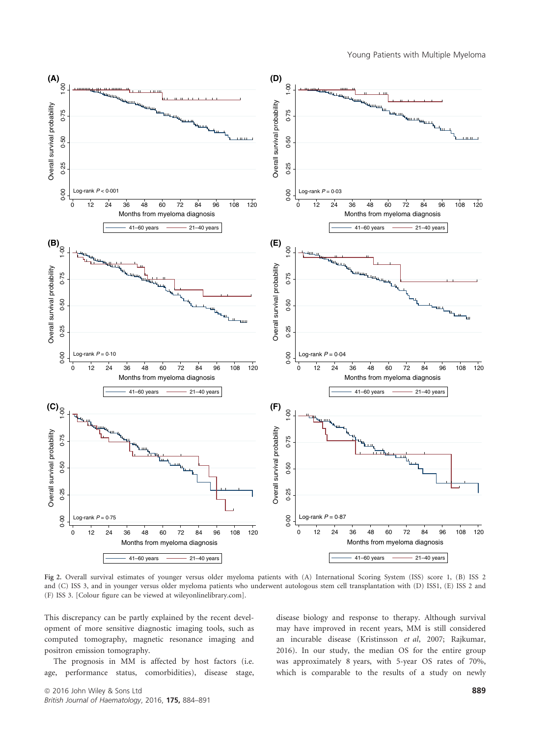Fig 2. Overall survival estimates of younger versus older myeloma patients with (A) International Scoring System (ISS) score 1, (B) ISS 2 and (C) ISS 3, and in younger versus older myeloma patients who underwent autologous stem cell transplantation with (D) ISS1, (E) ISS 2 and (F) ISS 3. [Colour figure can be viewed at wileyonlinelibrary.com].

This discrepancy can be partly explained by the recent development of more sensitive diagnostic imaging tools, such as computed tomography, magnetic resonance imaging and positron emission tomography.

The prognosis in MM is affected by host factors (i.e. age, performance status, comorbidities), disease stage, disease biology and response to therapy. Although survival may have improved in recent years, MM is still considered an incurable disease (Kristinsson *et al*, 2007; Rajkumar, 2016). In our study, the median OS for the entire group was approximately 8 years, with 5-year OS rates of 70%, which is comparable to the results of a study on newly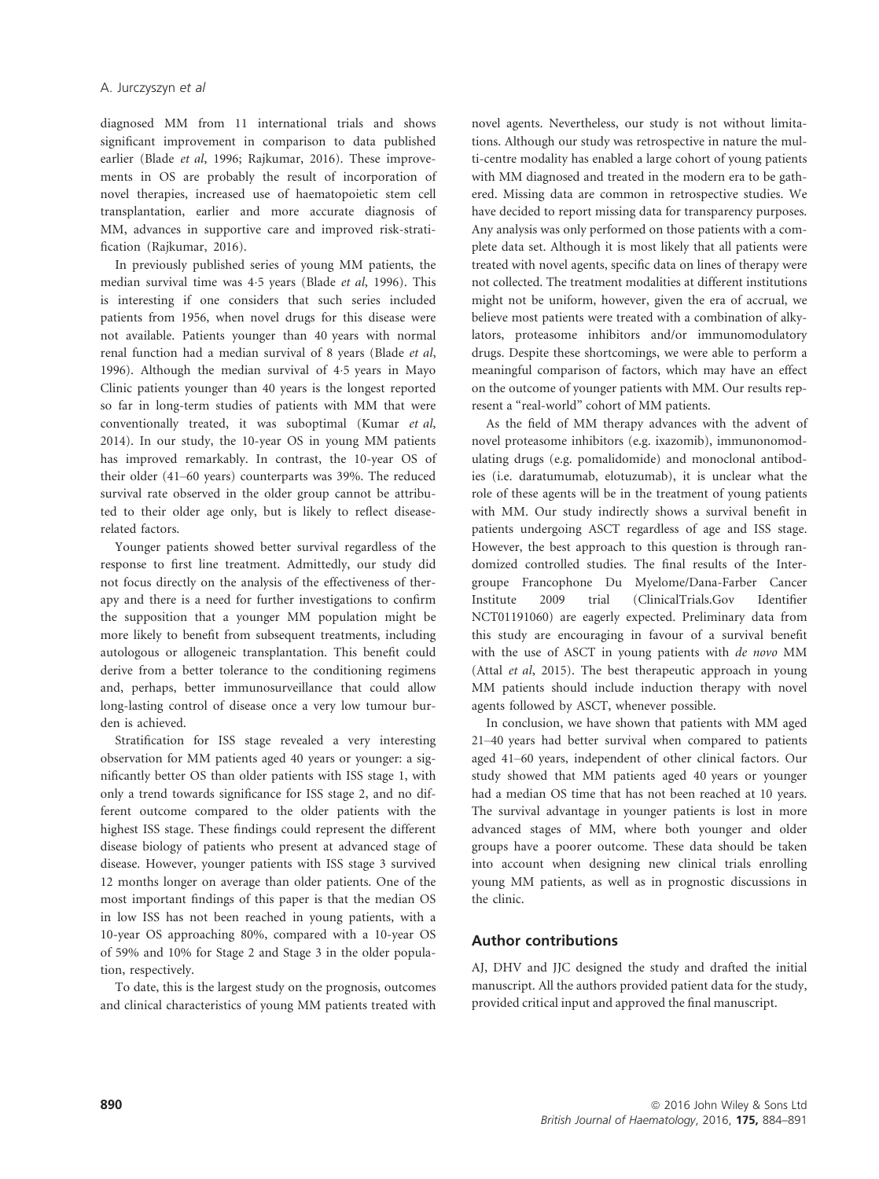diagnosed MM from 11 international trials and shows significant improvement in comparison to data published earlier (Blade *et al*, 1996; Rajkumar, 2016). These improvements in OS are probably the result of incorporation of novel therapies, increased use of haematopoietic stem cell transplantation, earlier and more accurate diagnosis of MM, advances in supportive care and improved risk-stratification (Rajkumar, 2016).

In previously published series of young MM patients, the median survival time was 4·5 years (Blade *et al*, 1996). This is interesting if one considers that such series included patients from 1956, when novel drugs for this disease were not available. Patients younger than 40 years with normal renal function had a median survival of 8 years (Blade *et al*, 1996). Although the median survival of 4·5 years in Mayo Clinic patients younger than 40 years is the longest reported so far in long-term studies of patients with MM that were conventionally treated, it was suboptimal (Kumar *et al*, 2014). In our study, the 10-year OS in young MM patients has improved remarkably. In contrast, the 10-year OS of their older (41–60 years) counterparts was 39%. The reduced survival rate observed in the older group cannot be attributed to their older age only, but is likely to reflect disease-related factors.

Younger patients showed better survival regardless of the response to first line treatment. Admittedly, our study did not focus directly on the analysis of the effectiveness of therapy and there is a need for further investigations to confirm the supposition that a younger MM population might be more likely to benefit from subsequent treatments, including autologous or allogeneic transplantation. This benefit could derive from a better tolerance to the conditioning regimens and, perhaps, better immunosurveillance that could allow long-lasting control of disease once a very low tumour burden is achieved.

Stratification for ISS stage revealed a very interesting observation for MM patients aged 40 years or younger: a significantly better OS than older patients with ISS stage 1, with only a trend towards significance for ISS stage 2, and no different outcome compared to the older patients with the highest ISS stage. These findings could represent the different disease biology of patients who present at advanced stage of disease. However, younger patients with ISS stage 3 survived 12 months longer on average than older patients. One of the most important findings of this paper is that the median OS in low ISS has not been reached in young patients, with a 10-year OS approaching 80%, compared with a 10-year OS of 59% and 10% for Stage 2 and Stage 3 in the older population, respectively.

To date, this is the largest study on the prognosis, outcomes and clinical characteristics of young MM patients treated with novel agents. Nevertheless, our study is not without limitations. Although our study was retrospective in nature the multi-centre modality has enabled a large cohort of young patients with MM diagnosed and treated in the modern era to be gathered. Missing data are common in retrospective studies. We have decided to report missing data for transparency purposes. Any analysis was only performed on those patients with a complete data set. Although it is most likely that all patients were treated with novel agents, specific data on lines of therapy were not collected. The treatment modalities at different institutions might not be uniform, however, given the era of accrual, we believe most patients were treated with a combination of alkylators, proteasome inhibitors and/or immunomodulatory drugs. Despite these shortcomings, we were able to perform a meaningful comparison of factors, which may have an effect on the outcome of younger patients with MM. Our results represent a "real-world" cohort of MM patients.

As the field of MM therapy advances with the advent of novel proteasome inhibitors (e.g. ixazomib), immunonomodulating drugs (e.g. pomalidomide) and monoclonal antibodies (i.e. daratumumab, elotuzumab), it is unclear what the role of these agents will be in the treatment of young patients with MM. Our study indirectly shows a survival benefit in patients undergoing ASCT regardless of age and ISS stage. However, the best approach to this question is through randomized controlled studies. The final results of the Intergroupe Francophone Du Myelome/Dana-Farber Cancer Institute 2009 trial (ClinicalTrials.Gov Identifier NCT01191060) are eagerly expected. Preliminary data from this study are encouraging in favour of a survival benefit with the use of ASCT in young patients with *de novo* MM (Attal *et al*, 2015). The best therapeutic approach in young MM patients should include induction therapy with novel agents followed by ASCT, whenever possible.

In conclusion, we have shown that patients with MM aged 21–40 years had better survival when compared to patients aged 41–60 years, independent of other clinical factors. Our study showed that MM patients aged 40 years or younger had a median OS time that has not been reached at 10 years. The survival advantage in younger patients is lost in more advanced stages of MM, where both younger and older groups have a poorer outcome. These data should be taken into account when designing new clinical trials enrolling young MM patients, as well as in prognostic discussions in the clinic.

## Author contributions

AJ, DHV and JJC designed the study and drafted the initial manuscript. All the authors provided patient data for the study, provided critical input and approved the final manuscript.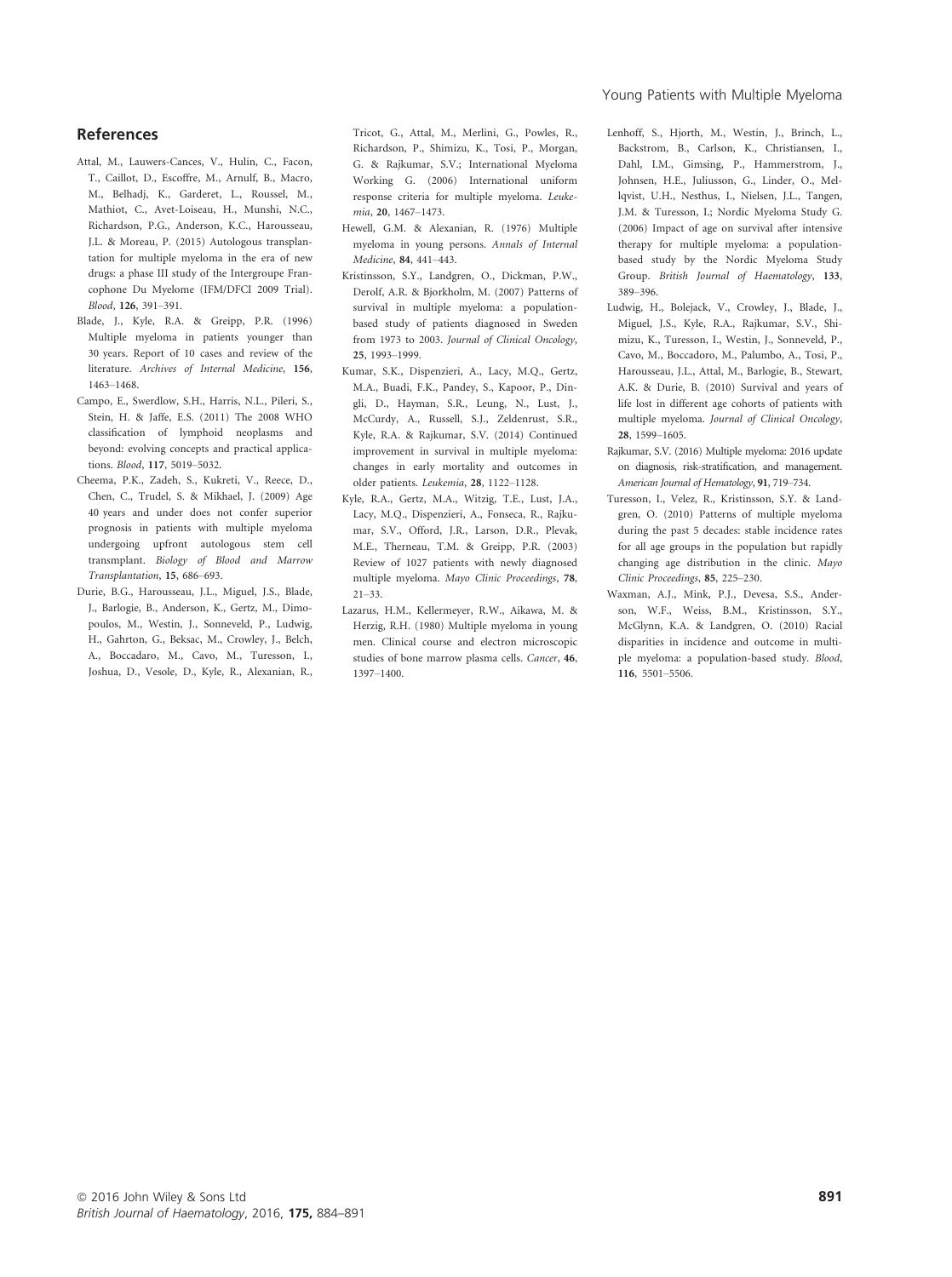## References

Attal, M., Lauwers-Cances, V., Hulin, C., Facon, T., Caillot, D., Escoffre, M., Arnulf, B., Macro, M., Belhadj, K., Garderet, L., Roussel, M., Mathiot, C., Avet-Loiseau, H., Munshi, N.C., Richardson, P.G., Anderson, K.C., Harousseau, J.L. & Moreau, P. (2015) Autologous transplantation for multiple myeloma in the era of new drugs: a phase III study of the Intergroupe Francophone Du Myelome (IFM/DFCI 2009 Trial). *Blood*, **126**, 391–391.

Blade, J., Kyle, R.A. & Greipp, P.R. (1996) Multiple myeloma in patients younger than 30 years. Report of 10 cases and review of the literature. *Archives of Internal Medicine*, **156**, 1463–1468.

Campo, E., Swerdlow, S.H., Harris, N.L., Pileri, S., Stein, H. & Jaffe, E.S. (2011) The 2008 WHO classification of lymphoid neoplasms and beyond: evolving concepts and practical applications. *Blood*, **117**, 5019–5032.

Cheema, P.K., Zadeh, S., Kukreti, V., Reece, D., Chen, C., Trudel, S. & Mikhael, J. (2009) Age 40 years and under does not confer superior prognosis in patients with multiple myeloma undergoing upfront autologous stem cell transmplant. *Biology of Blood and Marrow Transplantation*, **15**, 686–693.

Durie, B.G., Harousseau, J.L., Miguel, J.S., Blade, J., Barlogie, B., Anderson, K., Gertz, M., Dimopoulos, M., Westin, J., Sonneveld, P., Ludwig, H., Gahrton, G., Beksac, M., Crowley, J., Belch, A., Boccadaro, M., Cavo, M., Turesson, I., Joshua, D., Vesole, D., Kyle, R., Alexanian, R., Tricot, G., Attal, M., Merlini, G., Powles, R., Richardson, P., Shimizu, K., Tosi, P., Morgan, G. & Rajkumar, S.V.; International Myeloma Working G. (2006) International uniform response criteria for multiple myeloma. *Leukemia*, **20**, 1467–1473.

Hewell, G.M. & Alexanian, R. (1976) Multiple myeloma in young persons. *Annals of Internal Medicine*, **84**, 441–443.

Kristinsson, S.Y., Landgren, O., Dickman, P.W., Derolf, A.R. & Bjorkholm, M. (2007) Patterns of survival in multiple myeloma: a population-based study of patients diagnosed in Sweden from 1973 to 2003. *Journal of Clinical Oncology*, **25**, 1993–1999.

Kumar, S.K., Dispenzieri, A., Lacy, M.Q., Gertz, M.A., Buadi, F.K., Pandey, S., Kapoor, P., Dingli, D., Hayman, S.R., Leung, N., Lust, J., McCurdy, A., Russell, S.J., Zeldenrust, S.R., Kyle, R.A. & Rajkumar, S.V. (2014) Continued improvement in survival in multiple myeloma: changes in early mortality and outcomes in older patients. *Leukemia*, **28**, 1122–1128.

Kyle, R.A., Gertz, M.A., Witzig, T.E., Lust, J.A., Lacy, M.Q., Dispenzieri, A., Fonseca, R., Rajkumar, S.V., Offord, J.R., Larson, D.R., Plevak, M.E., Therneau, T.M. & Greipp, P.R. (2003) Review of 1027 patients with newly diagnosed multiple myeloma. *Mayo Clinic Proceedings*, **78**, 21–33.

Lazarus, H.M., Kellermeyer, R.W., Aikawa, M. & Herzig, R.H. (1980) Multiple myeloma in young men. Clinical course and electron microscopic studies of bone marrow plasma cells. *Cancer*, **46**, 1397–1400.

Lenhoff, S., Hjorth, M., Westin, J., Brinch, L., Backstrom, B., Carlson, K., Christiansen, I., Dahl, I.M., Gimsing, P., Hammerstrom, J., Johnsen, H.E., Juliusson, G., Linder, O., Mellqvist, U.H., Nesthus, I., Nielsen, J.L., Tangen, J.M. & Turesson, I.; Nordic Myeloma Study G. (2006) Impact of age on survival after intensive therapy for multiple myeloma: a population-based study by the Nordic Myeloma Study Group. *British Journal of Haematology*, **133**, 389–396.

Ludwig, H., Bolejack, V., Crowley, J., Blade, J., Miguel, J.S., Kyle, R.A., Rajkumar, S.V., Shimizu, K., Turesson, I., Westin, J., Sonneveld, P., Cavo, M., Boccadoro, M., Palumbo, A., Tosi, P., Harousseau, J.L., Attal, M., Barlogie, B., Stewart, A.K. & Durie, B. (2010) Survival and years of life lost in different age cohorts of patients with multiple myeloma. *Journal of Clinical Oncology*, **28**, 1599–1605.

Rajkumar, S.V. (2016) Multiple myeloma: 2016 update on diagnosis, risk-stratification, and management. *American Journal of Hematology*, **91**, 719–734.

Turesson, I., Velez, R., Kristinsson, S.Y. & Landgren, O. (2010) Patterns of multiple myeloma during the past 5 decades: stable incidence rates for all age groups in the population but rapidly changing age distribution in the clinic. *Mayo Clinic Proceedings*, **85**, 225–230.

Waxman, A.J., Mink, P.J., Devesa, S.S., Anderson, W.F., Weiss, B.M., Kristinsson, S.Y., McGlynn, K.A. & Landgren, O. (2010) Racial disparities in incidence and outcome in multiple myeloma: a population-based study. *Blood*, **116**, 5501–5506.